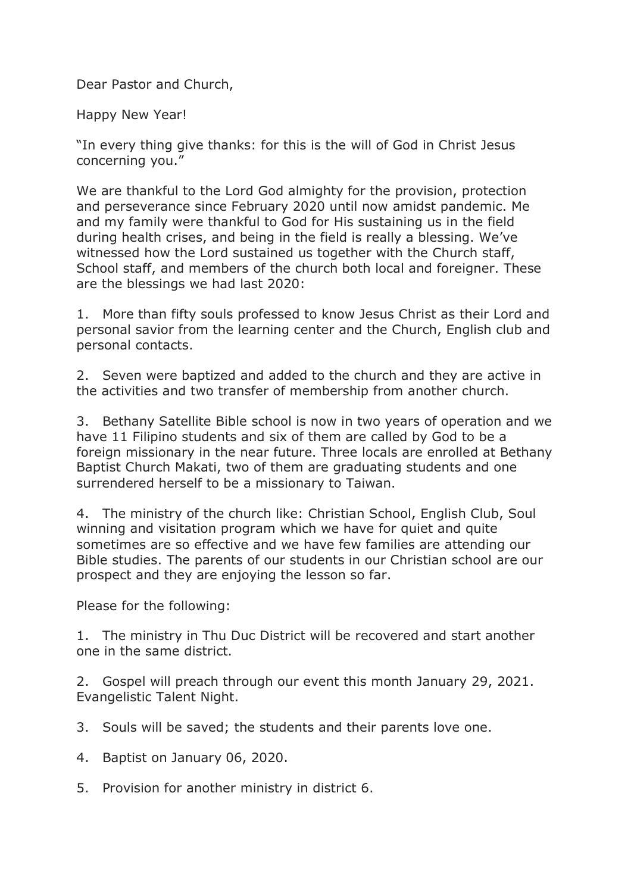Dear Pastor and Church,

Happy New Year!

"In every thing give thanks: for this is the will of God in Christ Jesus concerning you."

We are thankful to the Lord God almighty for the provision, protection and perseverance since February 2020 until now amidst pandemic. Me and my family were thankful to God for His sustaining us in the field during health crises, and being in the field is really a blessing. We've witnessed how the Lord sustained us together with the Church staff, School staff, and members of the church both local and foreigner. These are the blessings we had last 2020:

1. More than fifty souls professed to know Jesus Christ as their Lord and personal savior from the learning center and the Church, English club and personal contacts.

2. Seven were baptized and added to the church and they are active in the activities and two transfer of membership from another church.

3. Bethany Satellite Bible school is now in two years of operation and we have 11 Filipino students and six of them are called by God to be a foreign missionary in the near future. Three locals are enrolled at Bethany Baptist Church Makati, two of them are graduating students and one surrendered herself to be a missionary to Taiwan.

4. The ministry of the church like: Christian School, English Club, Soul winning and visitation program which we have for quiet and quite sometimes are so effective and we have few families are attending our Bible studies. The parents of our students in our Christian school are our prospect and they are enjoying the lesson so far.

Please for the following:

1. The ministry in Thu Duc District will be recovered and start another one in the same district.

2. Gospel will preach through our event this month January 29, 2021. Evangelistic Talent Night.

3. Souls will be saved; the students and their parents love one.

4. Baptist on January 06, 2020.

5. Provision for another ministry in district 6.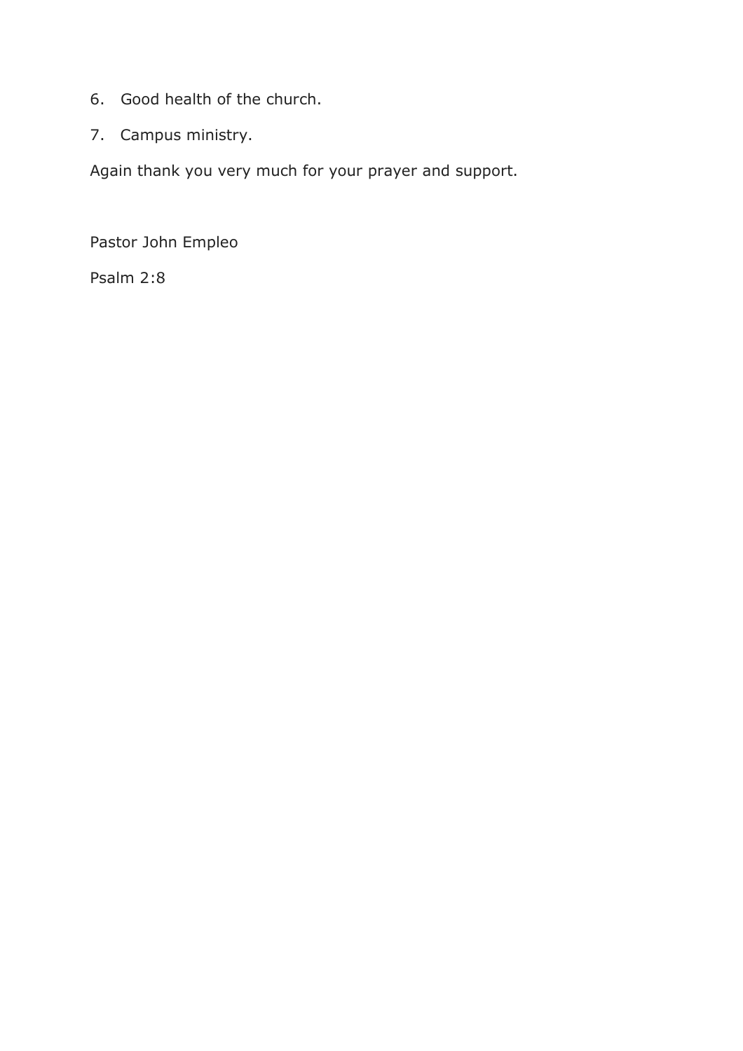6. Good health of the church.
7. Campus ministry.

Again thank you very much for your prayer and support.

Pastor John Empleo

Psalm 2:8